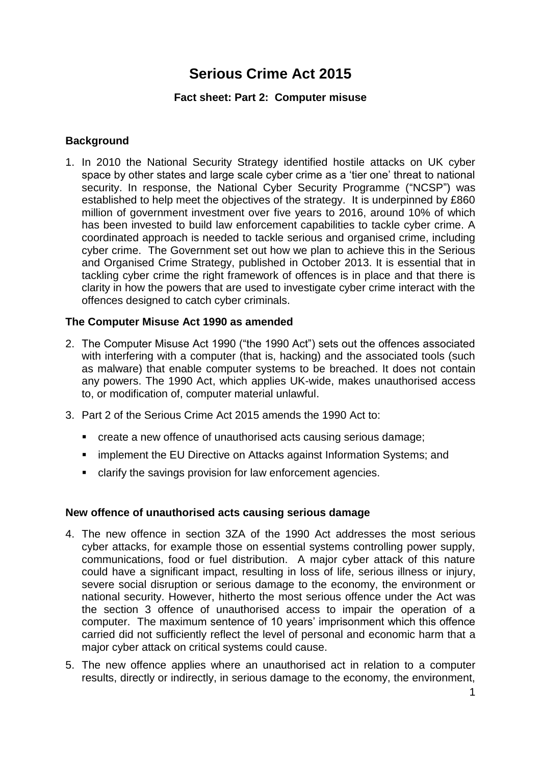# Serious Crime Act 2015

**Fact sheet: Part 2: Computer misuse**

## Background

1. In 2010 the National Security Strategy identified hostile attacks on UK cyber space by other states and large scale cyber crime as a 'tier one' threat to national security. In response, the National Cyber Security Programme ("NCSP") was established to help meet the objectives of the strategy. It is underpinned by £860 million of government investment over five years to 2016, around 10% of which has been invested to build law enforcement capabilities to tackle cyber crime. A coordinated approach is needed to tackle serious and organised crime, including cyber crime. The Government set out how we plan to achieve this in the Serious and Organised Crime Strategy, published in October 2013. It is essential that in tackling cyber crime the right framework of offences is in place and that there is clarity in how the powers that are used to investigate cyber crime interact with the offences designed to catch cyber criminals.

## The Computer Misuse Act 1990 as amended

2. The Computer Misuse Act 1990 ("the 1990 Act") sets out the offences associated with interfering with a computer (that is, hacking) and the associated tools (such as malware) that enable computer systems to be breached. It does not contain any powers. The 1990 Act, which applies UK-wide, makes unauthorised access to, or modification of, computer material unlawful.

3. Part 2 of the Serious Crime Act 2015 amends the 1990 Act to:

   - create a new offence of unauthorised acts causing serious damage;
   - implement the EU Directive on Attacks against Information Systems; and
   - clarify the savings provision for law enforcement agencies.

## New offence of unauthorised acts causing serious damage

4. The new offence in section 3ZA of the 1990 Act addresses the most serious cyber attacks, for example those on essential systems controlling power supply, communications, food or fuel distribution. A major cyber attack of this nature could have a significant impact, resulting in loss of life, serious illness or injury, severe social disruption or serious damage to the economy, the environment or national security. However, hitherto the most serious offence under the Act was the section 3 offence of unauthorised access to impair the operation of a computer. The maximum sentence of 10 years' imprisonment which this offence carried did not sufficiently reflect the level of personal and economic harm that a major cyber attack on critical systems could cause.

5. The new offence applies where an unauthorised act in relation to a computer results, directly or indirectly, in serious damage to the economy, the environment,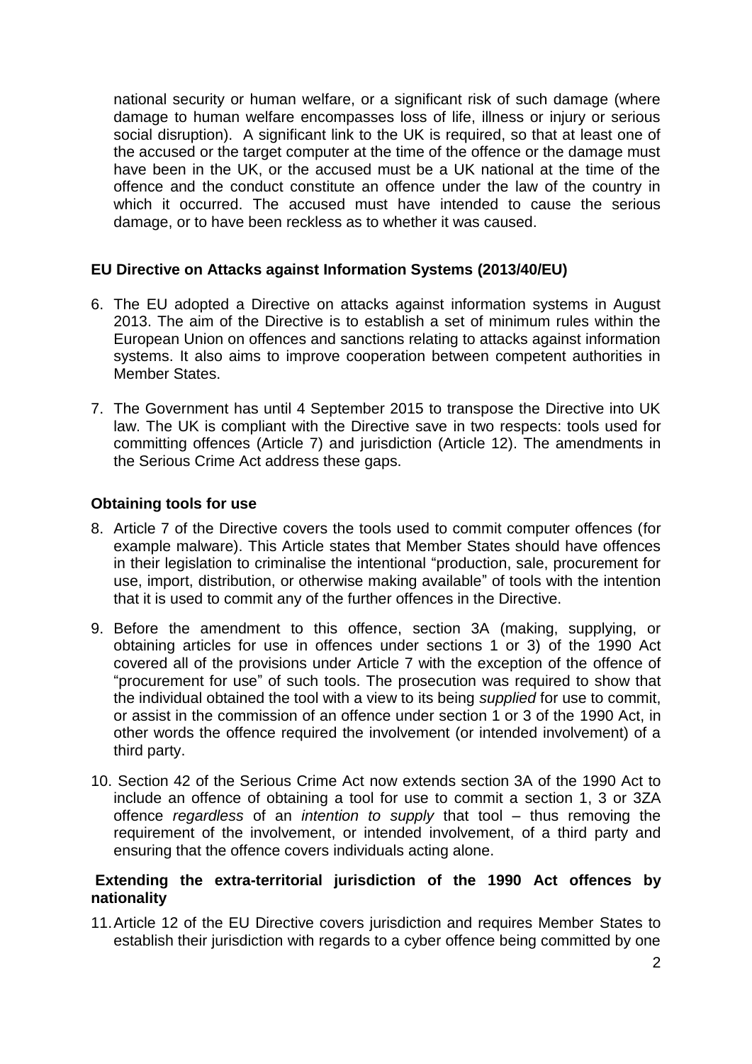national security or human welfare, or a significant risk of such damage (where damage to human welfare encompasses loss of life, illness or injury or serious social disruption). A significant link to the UK is required, so that at least one of the accused or the target computer at the time of the offence or the damage must have been in the UK, or the accused must be a UK national at the time of the offence and the conduct constitute an offence under the law of the country in which it occurred. The accused must have intended to cause the serious damage, or to have been reckless as to whether it was caused.

**EU Directive on Attacks against Information Systems (2013/40/EU)**

6. The EU adopted a Directive on attacks against information systems in August 2013. The aim of the Directive is to establish a set of minimum rules within the European Union on offences and sanctions relating to attacks against information systems. It also aims to improve cooperation between competent authorities in Member States.

7. The Government has until 4 September 2015 to transpose the Directive into UK law. The UK is compliant with the Directive save in two respects: tools used for committing offences (Article 7) and jurisdiction (Article 12). The amendments in the Serious Crime Act address these gaps.

**Obtaining tools for use**

8. Article 7 of the Directive covers the tools used to commit computer offences (for example malware). This Article states that Member States should have offences in their legislation to criminalise the intentional "production, sale, procurement for use, import, distribution, or otherwise making available" of tools with the intention that it is used to commit any of the further offences in the Directive.

9. Before the amendment to this offence, section 3A (making, supplying, or obtaining articles for use in offences under sections 1 or 3) of the 1990 Act covered all of the provisions under Article 7 with the exception of the offence of "procurement for use" of such tools. The prosecution was required to show that the individual obtained the tool with a view to its being *supplied* for use to commit, or assist in the commission of an offence under section 1 or 3 of the 1990 Act, in other words the offence required the involvement (or intended involvement) of a third party.

10. Section 42 of the Serious Crime Act now extends section 3A of the 1990 Act to include an offence of obtaining a tool for use to commit a section 1, 3 or 3ZA offence *regardless* of an *intention to supply* that tool – thus removing the requirement of the involvement, or intended involvement, of a third party and ensuring that the offence covers individuals acting alone.

**Extending the extra-territorial jurisdiction of the 1990 Act offences by nationality**

11. Article 12 of the EU Directive covers jurisdiction and requires Member States to establish their jurisdiction with regards to a cyber offence being committed by one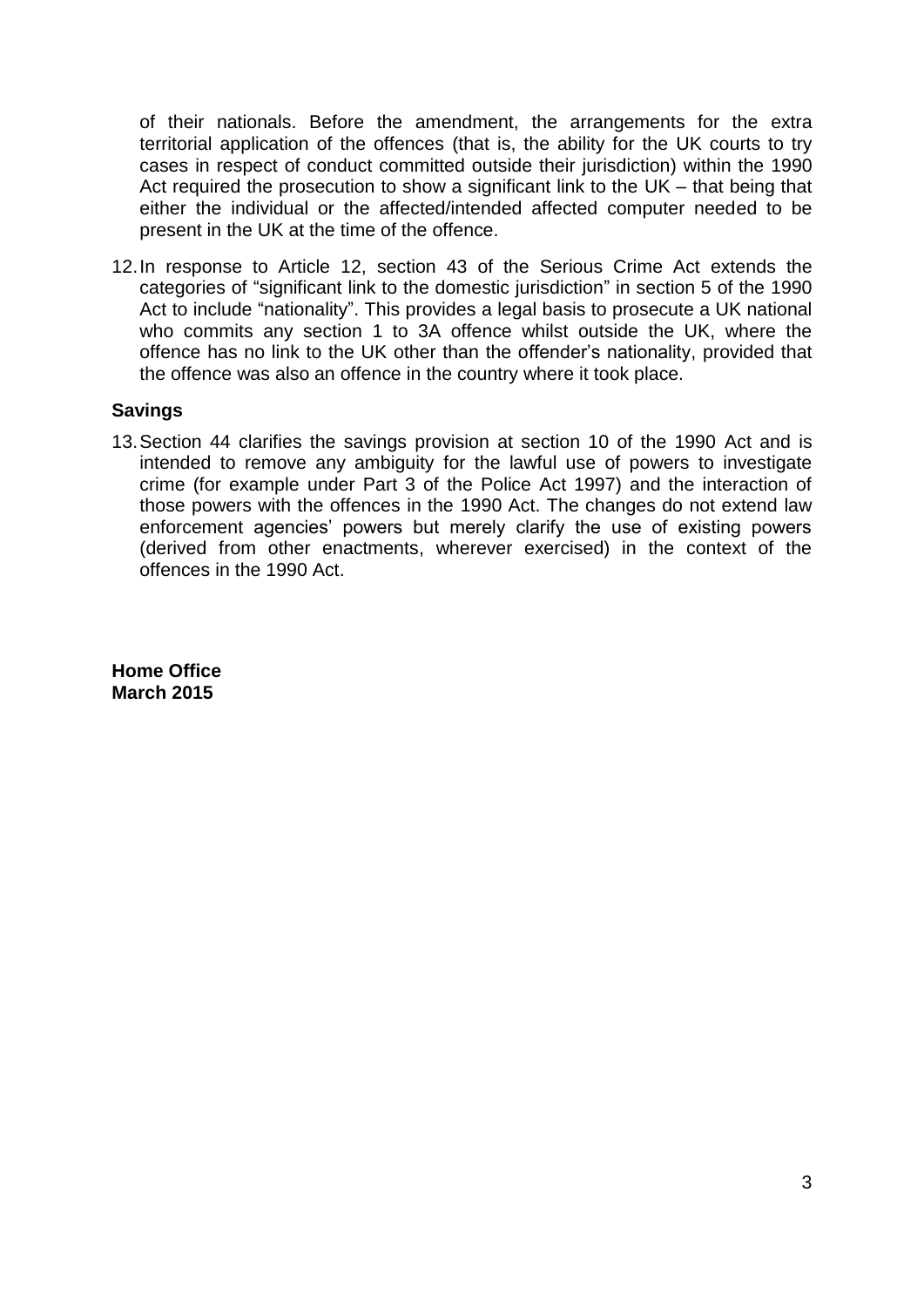of their nationals. Before the amendment, the arrangements for the extra territorial application of the offences (that is, the ability for the UK courts to try cases in respect of conduct committed outside their jurisdiction) within the 1990 Act required the prosecution to show a significant link to the UK – that being that either the individual or the affected/intended affected computer needed to be present in the UK at the time of the offence.

12. In response to Article 12, section 43 of the Serious Crime Act extends the categories of "significant link to the domestic jurisdiction" in section 5 of the 1990 Act to include "nationality". This provides a legal basis to prosecute a UK national who commits any section 1 to 3A offence whilst outside the UK, where the offence has no link to the UK other than the offender's nationality, provided that the offence was also an offence in the country where it took place.

**Savings**

13. Section 44 clarifies the savings provision at section 10 of the 1990 Act and is intended to remove any ambiguity for the lawful use of powers to investigate crime (for example under Part 3 of the Police Act 1997) and the interaction of those powers with the offences in the 1990 Act. The changes do not extend law enforcement agencies' powers but merely clarify the use of existing powers (derived from other enactments, wherever exercised) in the context of the offences in the 1990 Act.

**Home Office**
**March 2015**